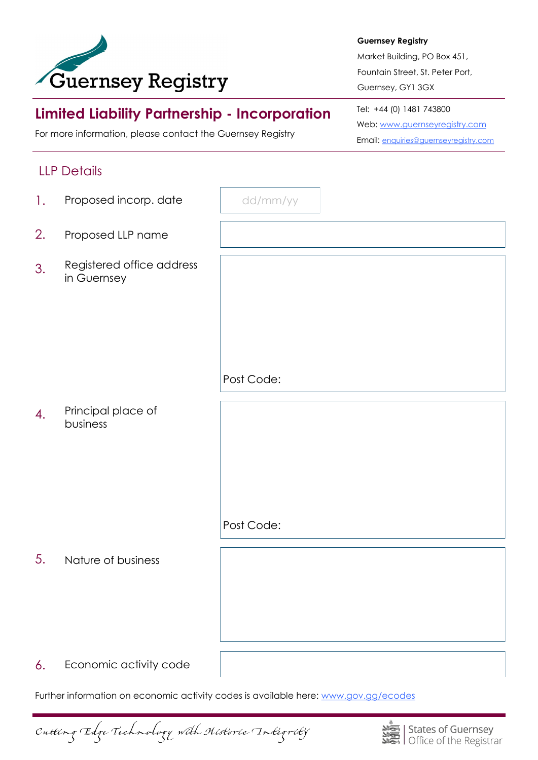Guernsey Registry

**Guernsey Registry**
Market Building, PO Box 451,
Fountain Street, St. Peter Port,
Guernsey, GY1 3GX

Tel: +44 (0) 1481 743800
Web: www.guernseyregistry.com
Email: enquiries@guernseyregistry.com

# Limited Liability Partnership - Incorporation

For more information, please contact the Guernsey Registry

## LLP Details

1. Proposed incorp. date: dd/mm/yy

2. Proposed LLP name:

3. Registered office address in Guernsey:

   Post Code:

4. Principal place of business:

   Post Code:

5. Nature of business:

6. Economic activity code:

Further information on economic activity codes is available here: www.gov.gg/ecodes

*Cutting Edge Technology with Historic Integrity*

States of Guernsey | Office of the Registrar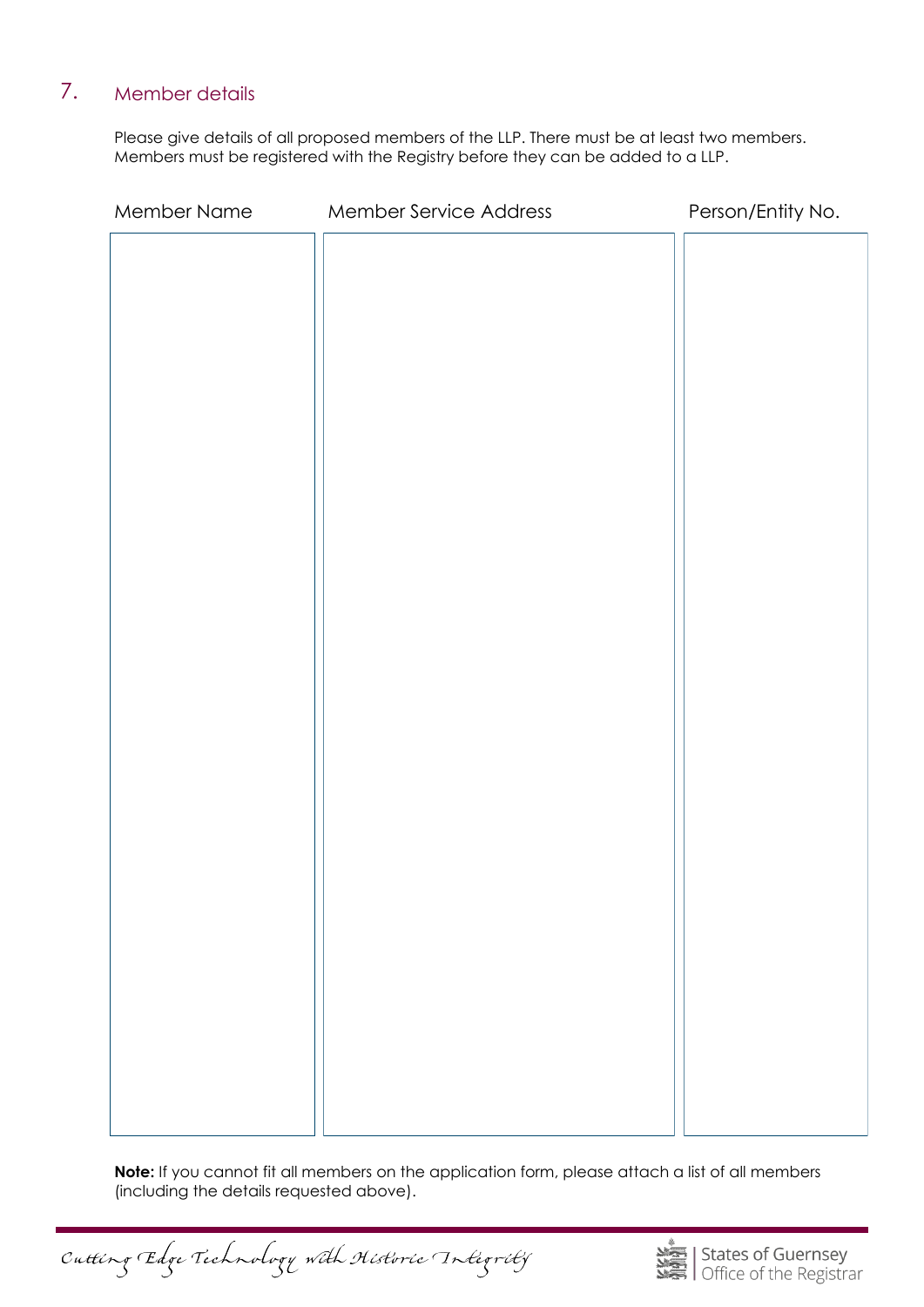## 7. Member details

Please give details of all proposed members of the LLP. There must be at least two members. Members must be registered with the Registry before they can be added to a LLP.

| Member Name | Member Service Address | Person/Entity No. |
| --- | --- | --- |
| | | |

**Note:** If you cannot fit all members on the application form, please attach a list of all members (including the details requested above).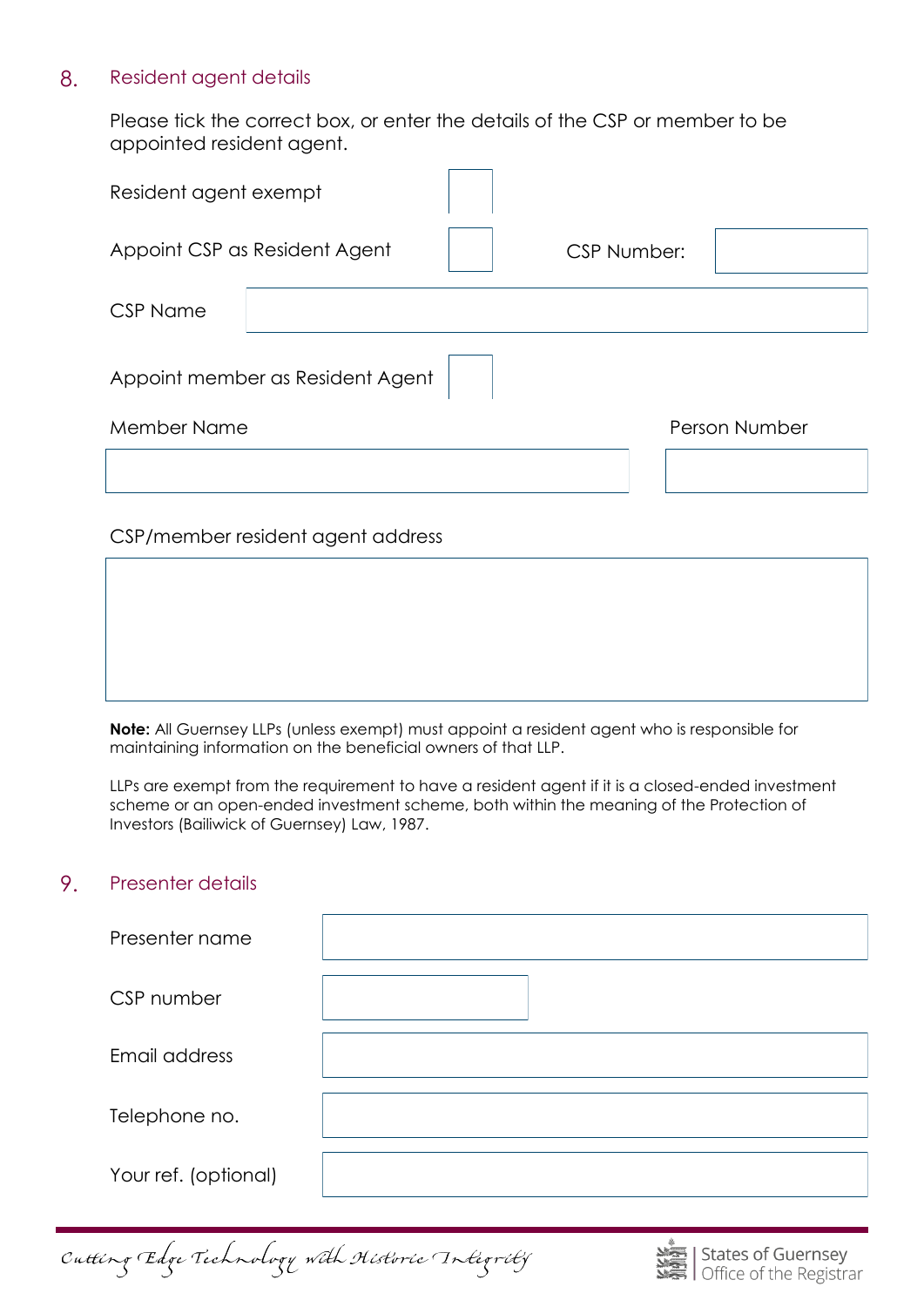## 8. Resident agent details

Please tick the correct box, or enter the details of the CSP or member to be appointed resident agent.

Resident agent exempt ☐

Appoint CSP as Resident Agent ☐ CSP Number:

CSP Name

Appoint member as Resident Agent ☐

| Member Name | Person Number |
|---|---|
| | |

CSP/member resident agent address

**Note:** All Guernsey LLPs (unless exempt) must appoint a resident agent who is responsible for maintaining information on the beneficial owners of that LLP.

LLPs are exempt from the requirement to have a resident agent if it is a closed-ended investment scheme or an open-ended investment scheme, both within the meaning of the Protection of Investors (Bailiwick of Guernsey) Law, 1987.

## 9. Presenter details

| | |
|---|---|
| Presenter name | |
| CSP number | |
| Email address | |
| Telephone no. | |
| Your ref. (optional) | |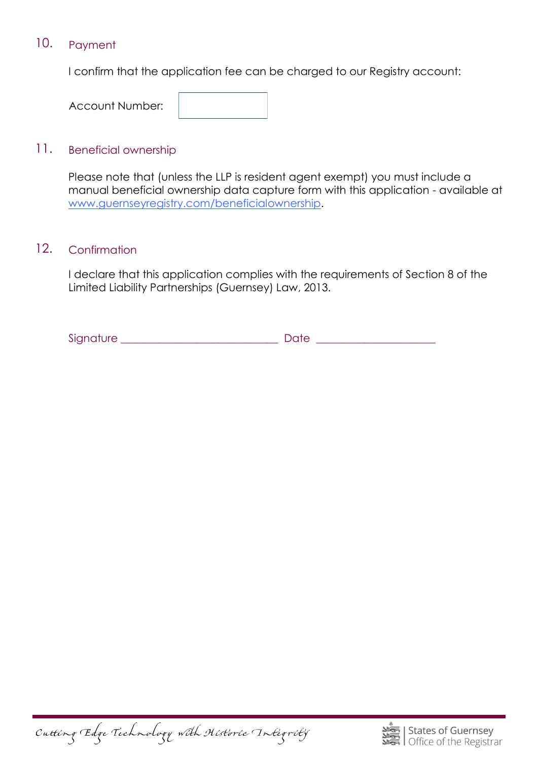## 10. Payment

I confirm that the application fee can be charged to our Registry account:

Account Number: \_\_\_\_\_\_\_\_\_\_

## 11. Beneficial ownership

Please note that (unless the LLP is resident agent exempt) you must include a manual beneficial ownership data capture form with this application - available at [www.guernseyregistry.com/beneficialownership](http://www.guernseyregistry.com/beneficialownership).

## 12. Confirmation

I declare that this application complies with the requirements of Section 8 of the Limited Liability Partnerships (Guernsey) Law, 2013.

Signature \_\_\_\_\_\_\_\_\_\_\_\_\_\_\_\_\_\_\_\_\_\_\_\_\_\_\_\_\_\_ Date \_\_\_\_\_\_\_\_\_\_\_\_\_\_\_\_\_\_\_\_\_\_\_